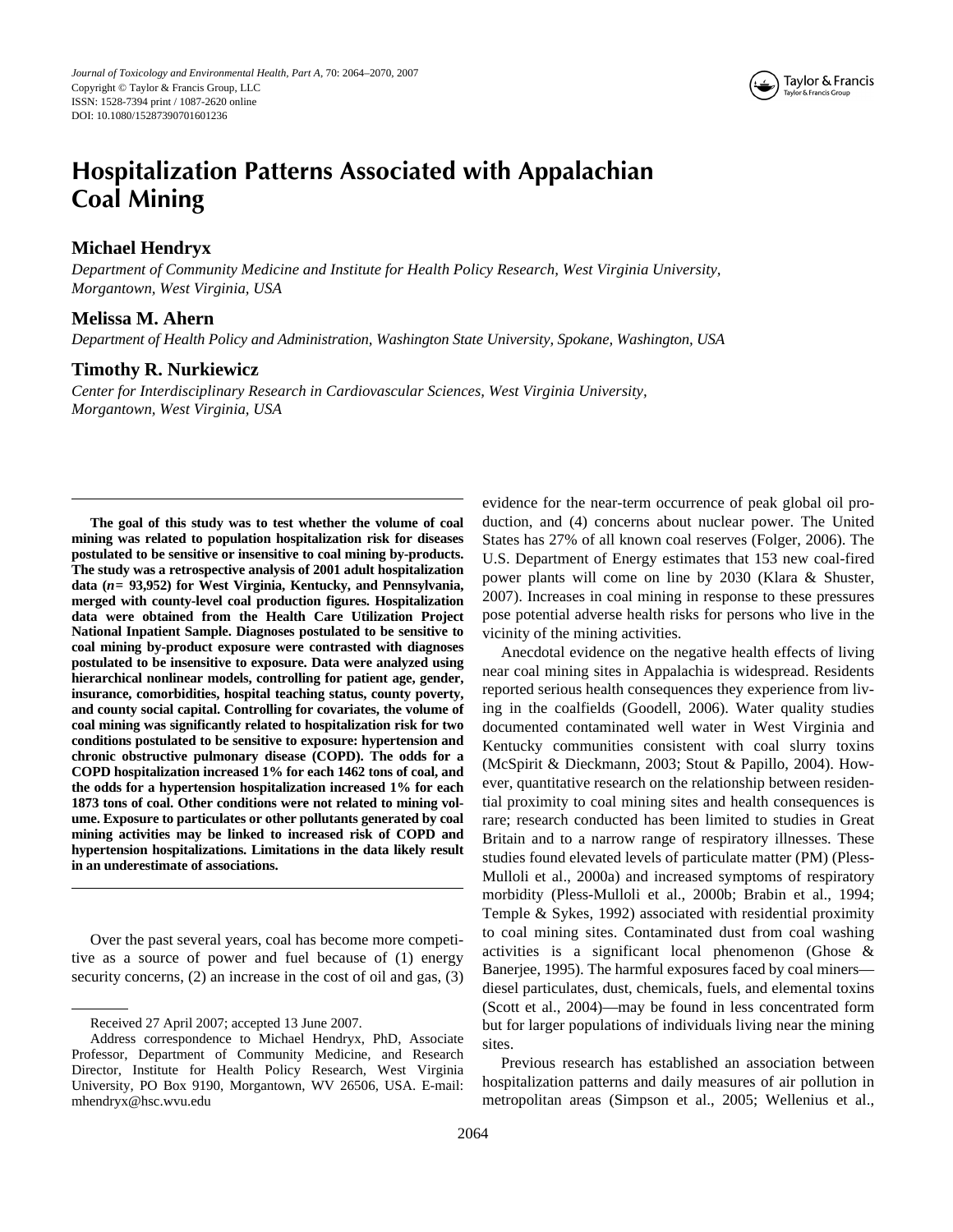# Hospitalization Patterns Associated with Appalachian Coal Mining

## Michael Hendryx

*Department of Community Medicine and Institute for Health Policy Research, West Virginia University, Morgantown, West Virginia, USA*

## Melissa M. Ahern

*Department of Health Policy and Administration, Washington State University, Spokane, Washington, USA*

## Timothy R. Nurkiewicz

*Center for Interdisciplinary Research in Cardiovascular Sciences, West Virginia University, Morgantown, West Virginia, USA*

**The goal of this study was to test whether the volume of coal mining was related to population hospitalization risk for diseases postulated to be sensitive or insensitive to coal mining by-products. The study was a retrospective analysis of 2001 adult hospitalization data (*n* = 93,952) for West Virginia, Kentucky, and Pennsylvania, merged with county-level coal production figures. Hospitalization data were obtained from the Health Care Utilization Project National Inpatient Sample. Diagnoses postulated to be sensitive to coal mining by-product exposure were contrasted with diagnoses postulated to be insensitive to exposure. Data were analyzed using hierarchical nonlinear models, controlling for patient age, gender, insurance, comorbidities, hospital teaching status, county poverty, and county social capital. Controlling for covariates, the volume of coal mining was significantly related to hospitalization risk for two conditions postulated to be sensitive to exposure: hypertension and chronic obstructive pulmonary disease (COPD). The odds for a COPD hospitalization increased 1% for each 1462 tons of coal, and the odds for a hypertension hospitalization increased 1% for each 1873 tons of coal. Other conditions were not related to mining volume. Exposure to particulates or other pollutants generated by coal mining activities may be linked to increased risk of COPD and hypertension hospitalizations. Limitations in the data likely result in an underestimate of associations.**

Over the past several years, coal has become more competitive as a source of power and fuel because of (1) energy security concerns, (2) an increase in the cost of oil and gas, (3) evidence for the near-term occurrence of peak global oil production, and (4) concerns about nuclear power. The United States has 27% of all known coal reserves (Folger, 2006). The U.S. Department of Energy estimates that 153 new coal-fired power plants will come on line by 2030 (Klara & Shuster, 2007). Increases in coal mining in response to these pressures pose potential adverse health risks for persons who live in the vicinity of the mining activities.

Anecdotal evidence on the negative health effects of living near coal mining sites in Appalachia is widespread. Residents reported serious health consequences they experience from living in the coalfields (Goodell, 2006). Water quality studies documented contaminated well water in West Virginia and Kentucky communities consistent with coal slurry toxins (McSpirit & Dieckmann, 2003; Stout & Papillo, 2004). However, quantitative research on the relationship between residential proximity to coal mining sites and health consequences is rare; research conducted has been limited to studies in Great Britain and to a narrow range of respiratory illnesses. These studies found elevated levels of particulate matter (PM) (Pless-Mulloli et al., 2000a) and increased symptoms of respiratory morbidity (Pless-Mulloli et al., 2000b; Brabin et al., 1994; Temple & Sykes, 1992) associated with residential proximity to coal mining sites. Contaminated dust from coal washing activities is a significant local phenomenon (Ghose & Banerjee, 1995). The harmful exposures faced by coal miners—diesel particulates, dust, chemicals, fuels, and elemental toxins (Scott et al., 2004)—may be found in less concentrated form but for larger populations of individuals living near the mining sites.

Previous research has established an association between hospitalization patterns and daily measures of air pollution in metropolitan areas (Simpson et al., 2005; Wellenius et al.,

Received 27 April 2007; accepted 13 June 2007.

Address correspondence to Michael Hendryx, PhD, Associate Professor, Department of Community Medicine, and Research Director, Institute for Health Policy Research, West Virginia University, PO Box 9190, Morgantown, WV 26506, USA. E-mail: mhendryx@hsc.wvu.edu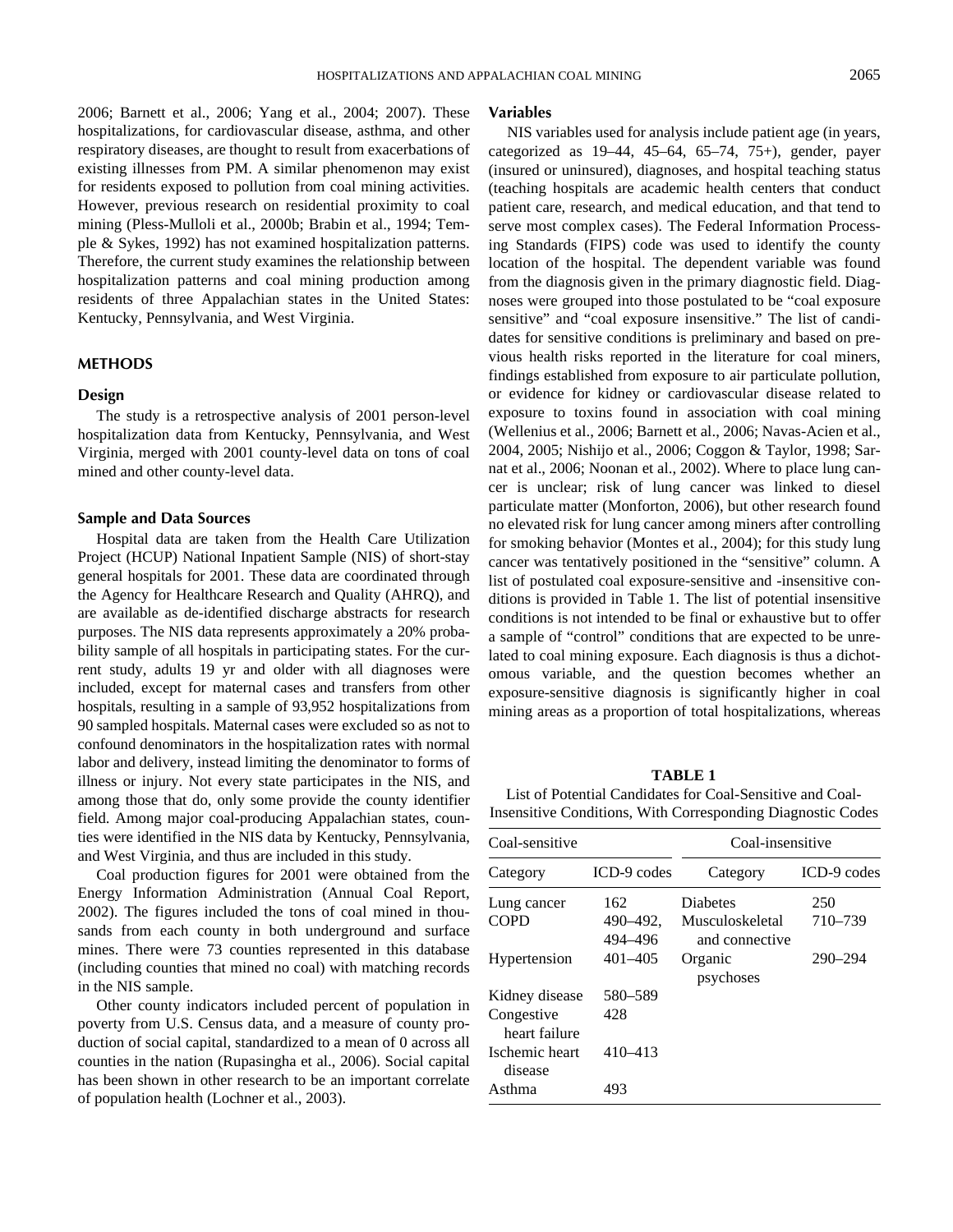2006; Barnett et al., 2006; Yang et al., 2004; 2007). These hospitalizations, for cardiovascular disease, asthma, and other respiratory diseases, are thought to result from exacerbations of existing illnesses from PM. A similar phenomenon may exist for residents exposed to pollution from coal mining activities. However, previous research on residential proximity to coal mining (Pless-Mulloli et al., 2000b; Brabin et al., 1994; Temple & Sykes, 1992) has not examined hospitalization patterns. Therefore, the current study examines the relationship between hospitalization patterns and coal mining production among residents of three Appalachian states in the United States: Kentucky, Pennsylvania, and West Virginia.

## METHODS

### Design

The study is a retrospective analysis of 2001 person-level hospitalization data from Kentucky, Pennsylvania, and West Virginia, merged with 2001 county-level data on tons of coal mined and other county-level data.

### Sample and Data Sources

Hospital data are taken from the Health Care Utilization Project (HCUP) National Inpatient Sample (NIS) of short-stay general hospitals for 2001. These data are coordinated through the Agency for Healthcare Research and Quality (AHRQ), and are available as de-identified discharge abstracts for research purposes. The NIS data represents approximately a 20% probability sample of all hospitals in participating states. For the current study, adults 19 yr and older with all diagnoses were included, except for maternal cases and transfers from other hospitals, resulting in a sample of 93,952 hospitalizations from 90 sampled hospitals. Maternal cases were excluded so as not to confound denominators in the hospitalization rates with normal labor and delivery, instead limiting the denominator to forms of illness or injury. Not every state participates in the NIS, and among those that do, only some provide the county identifier field. Among major coal-producing Appalachian states, counties were identified in the NIS data by Kentucky, Pennsylvania, and West Virginia, and thus are included in this study.

Coal production figures for 2001 were obtained from the Energy Information Administration (Annual Coal Report, 2002). The figures included the tons of coal mined in thousands from each county in both underground and surface mines. There were 73 counties represented in this database (including counties that mined no coal) with matching records in the NIS sample.

Other county indicators included percent of population in poverty from U.S. Census data, and a measure of county production of social capital, standardized to a mean of 0 across all counties in the nation (Rupasingha et al., 2006). Social capital has been shown in other research to be an important correlate of population health (Lochner et al., 2003).

### Variables

NIS variables used for analysis include patient age (in years, categorized as 19–44, 45–64, 65–74, 75+), gender, payer (insured or uninsured), diagnoses, and hospital teaching status (teaching hospitals are academic health centers that conduct patient care, research, and medical education, and that tend to serve most complex cases). The Federal Information Processing Standards (FIPS) code was used to identify the county location of the hospital. The dependent variable was found from the diagnosis given in the primary diagnostic field. Diagnoses were grouped into those postulated to be "coal exposure sensitive" and "coal exposure insensitive." The list of candidates for sensitive conditions is preliminary and based on previous health risks reported in the literature for coal miners, findings established from exposure to air particulate pollution, or evidence for kidney or cardiovascular disease related to exposure to toxins found in association with coal mining (Wellenius et al., 2006; Barnett et al., 2006; Navas-Acien et al., 2004, 2005; Nishijo et al., 2006; Coggon & Taylor, 1998; Sarnat et al., 2006; Noonan et al., 2002). Where to place lung cancer is unclear; risk of lung cancer was linked to diesel particulate matter (Monforton, 2006), but other research found no elevated risk for lung cancer among miners after controlling for smoking behavior (Montes et al., 2004); for this study lung cancer was tentatively positioned in the "sensitive" column. A list of postulated coal exposure-sensitive and -insensitive conditions is provided in Table 1. The list of potential insensitive conditions is not intended to be final or exhaustive but to offer a sample of "control" conditions that are expected to be unrelated to coal mining exposure. Each diagnosis is thus a dichotomous variable, and the question becomes whether an exposure-sensitive diagnosis is significantly higher in coal mining areas as a proportion of total hospitalizations, whereas

**TABLE 1**
List of Potential Candidates for Coal-Sensitive and Coal-Insensitive Conditions, With Corresponding Diagnostic Codes

| Coal-sensitive | | Coal-insensitive | |
|---|---|---|---|
| Category | ICD-9 codes | Category | ICD-9 codes |
| Lung cancer | 162 | Diabetes | 250 |
| COPD | 490–492, 494–496 | Musculoskeletal and connective | 710–739 |
| Hypertension | 401–405 | Organic psychoses | 290–294 |
| Kidney disease | 580–589 | | |
| Congestive heart failure | 428 | | |
| Ischemic heart disease | 410–413 | | |
| Asthma | 493 | | |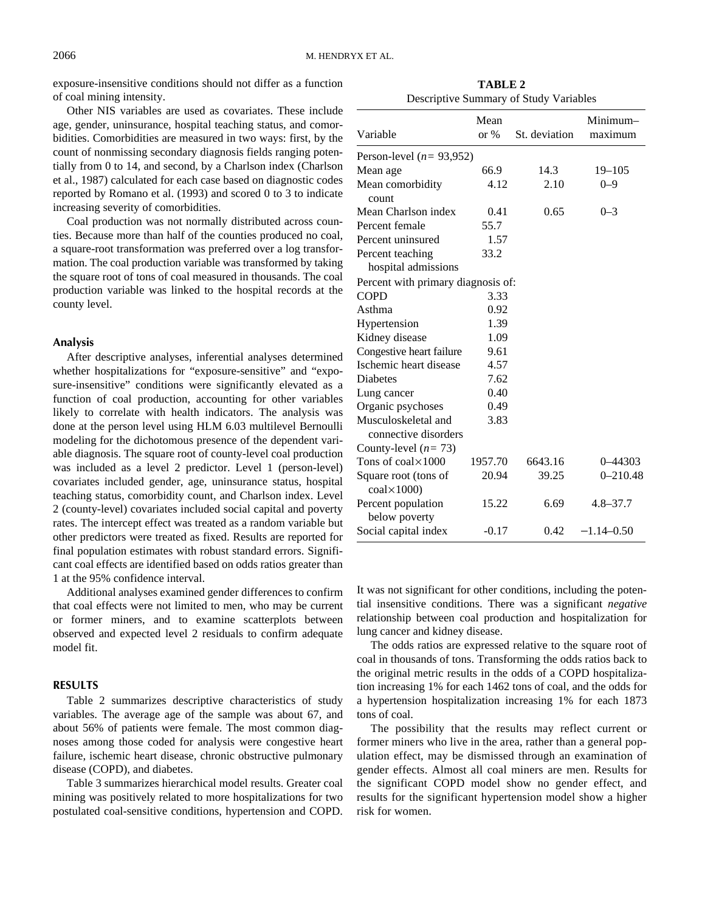exposure-insensitive conditions should not differ as a function of coal mining intensity.

Other NIS variables are used as covariates. These include age, gender, uninsurance, hospital teaching status, and comorbidities. Comorbidities are measured in two ways: first, by the count of nonmissing secondary diagnosis fields ranging potentially from 0 to 14, and second, by a Charlson index (Charlson et al., 1987) calculated for each case based on diagnostic codes reported by Romano et al. (1993) and scored 0 to 3 to indicate increasing severity of comorbidities.

Coal production was not normally distributed across counties. Because more than half of the counties produced no coal, a square-root transformation was preferred over a log transformation. The coal production variable was transformed by taking the square root of tons of coal measured in thousands. The coal production variable was linked to the hospital records at the county level.

### Analysis

After descriptive analyses, inferential analyses determined whether hospitalizations for "exposure-sensitive" and "exposure-insensitive" conditions were significantly elevated as a function of coal production, accounting for other variables likely to correlate with health indicators. The analysis was done at the person level using HLM 6.03 multilevel Bernoulli modeling for the dichotomous presence of the dependent variable diagnosis. The square root of county-level coal production was included as a level 2 predictor. Level 1 (person-level) covariates included gender, age, uninsurance status, hospital teaching status, comorbidity count, and Charlson index. Level 2 (county-level) covariates included social capital and poverty rates. The intercept effect was treated as a random variable but other predictors were treated as fixed. Results are reported for final population estimates with robust standard errors. Significant coal effects are identified based on odds ratios greater than 1 at the 95% confidence interval.

Additional analyses examined gender differences to confirm that coal effects were not limited to men, who may be current or former miners, and to examine scatterplots between observed and expected level 2 residuals to confirm adequate model fit.

## RESULTS

Table 2 summarizes descriptive characteristics of study variables. The average age of the sample was about 67, and about 56% of patients were female. The most common diagnoses among those coded for analysis were congestive heart failure, ischemic heart disease, chronic obstructive pulmonary disease (COPD), and diabetes.

Table 3 summarizes hierarchical model results. Greater coal mining was positively related to more hospitalizations for two postulated coal-sensitive conditions, hypertension and COPD. It was not significant for other conditions, including the potential insensitive conditions. There was a significant *negative* relationship between coal production and hospitalization for lung cancer and kidney disease.

The odds ratios are expressed relative to the square root of coal in thousands of tons. Transforming the odds ratios back to the original metric results in the odds of a COPD hospitalization increasing 1% for each 1462 tons of coal, and the odds for a hypertension hospitalization increasing 1% for each 1873 tons of coal.

The possibility that the results may reflect current or former miners who live in the area, rather than a general population effect, may be dismissed through an examination of gender effects. Almost all coal miners are men. Results for the significant COPD model show no gender effect, and results for the significant hypertension model show a higher risk for women.

**TABLE 2**
Descriptive Summary of Study Variables

| Variable | Mean or % | St. deviation | Minimum–maximum |
|---|---|---|---|
| Person-level ($n$ = 93,952) | | | |
| Mean age | 66.9 | 14.3 | 19–105 |
| Mean comorbidity count | 4.12 | 2.10 | 0–9 |
| Mean Charlson index | 0.41 | 0.65 | 0–3 |
| Percent female | 55.7 | | |
| Percent uninsured | 1.57 | | |
| Percent teaching hospital admissions | 33.2 | | |
| Percent with primary diagnosis of: | | | |
| COPD | 3.33 | | |
| Asthma | 0.92 | | |
| Hypertension | 1.39 | | |
| Kidney disease | 1.09 | | |
| Congestive heart failure | 9.61 | | |
| Ischemic heart disease | 4.57 | | |
| Diabetes | 7.62 | | |
| Lung cancer | 0.40 | | |
| Organic psychoses | 0.49 | | |
| Musculoskeletal and connective disorders | 3.83 | | |
| County-level ($n$ = 73) | | | |
| Tons of coal×1000 | 1957.70 | 6643.16 | 0–44303 |
| Square root (tons of coal×1000) | 20.94 | 39.25 | 0–210.48 |
| Percent population below poverty | 15.22 | 6.69 | 4.8–37.7 |
| Social capital index | -0.17 | 0.42 | −1.14–0.50 |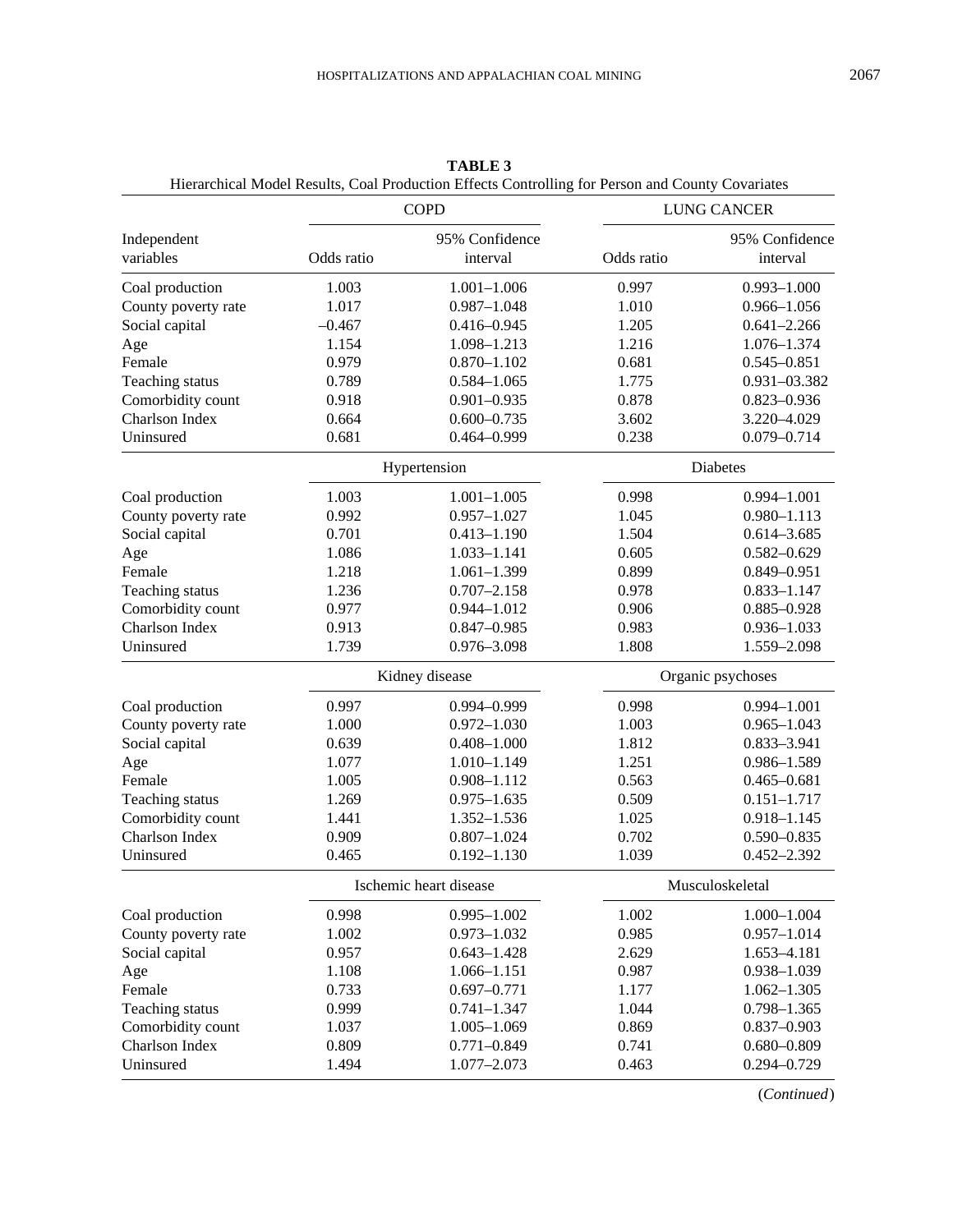**TABLE 3**
Hierarchical Model Results, Coal Production Effects Controlling for Person and County Covariates

| Independent variables | COPD Odds ratio | COPD 95% Confidence interval | LUNG CANCER Odds ratio | LUNG CANCER 95% Confidence interval |
|---|---|---|---|---|
| Coal production | 1.003 | 1.001–1.006 | 0.997 | 0.993–1.000 |
| County poverty rate | 1.017 | 0.987–1.048 | 1.010 | 0.966–1.056 |
| Social capital | –0.467 | 0.416–0.945 | 1.205 | 0.641–2.266 |
| Age | 1.154 | 1.098–1.213 | 1.216 | 1.076–1.374 |
| Female | 0.979 | 0.870–1.102 | 0.681 | 0.545–0.851 |
| Teaching status | 0.789 | 0.584–1.065 | 1.775 | 0.931–03.382 |
| Comorbidity count | 0.918 | 0.901–0.935 | 0.878 | 0.823–0.936 |
| Charlson Index | 0.664 | 0.600–0.735 | 3.602 | 3.220–4.029 |
| Uninsured | 0.681 | 0.464–0.999 | 0.238 | 0.079–0.714 |
| | Hypertension | | Diabetes | |
| Coal production | 1.003 | 1.001–1.005 | 0.998 | 0.994–1.001 |
| County poverty rate | 0.992 | 0.957–1.027 | 1.045 | 0.980–1.113 |
| Social capital | 0.701 | 0.413–1.190 | 1.504 | 0.614–3.685 |
| Age | 1.086 | 1.033–1.141 | 0.605 | 0.582–0.629 |
| Female | 1.218 | 1.061–1.399 | 0.899 | 0.849–0.951 |
| Teaching status | 1.236 | 0.707–2.158 | 0.978 | 0.833–1.147 |
| Comorbidity count | 0.977 | 0.944–1.012 | 0.906 | 0.885–0.928 |
| Charlson Index | 0.913 | 0.847–0.985 | 0.983 | 0.936–1.033 |
| Uninsured | 1.739 | 0.976–3.098 | 1.808 | 1.559–2.098 |
| | Kidney disease | | Organic psychoses | |
| Coal production | 0.997 | 0.994–0.999 | 0.998 | 0.994–1.001 |
| County poverty rate | 1.000 | 0.972–1.030 | 1.003 | 0.965–1.043 |
| Social capital | 0.639 | 0.408–1.000 | 1.812 | 0.833–3.941 |
| Age | 1.077 | 1.010–1.149 | 1.251 | 0.986–1.589 |
| Female | 1.005 | 0.908–1.112 | 0.563 | 0.465–0.681 |
| Teaching status | 1.269 | 0.975–1.635 | 0.509 | 0.151–1.717 |
| Comorbidity count | 1.441 | 1.352–1.536 | 1.025 | 0.918–1.145 |
| Charlson Index | 0.909 | 0.807–1.024 | 0.702 | 0.590–0.835 |
| Uninsured | 0.465 | 0.192–1.130 | 1.039 | 0.452–2.392 |
| | Ischemic heart disease | | Musculoskeletal | |
| Coal production | 0.998 | 0.995–1.002 | 1.002 | 1.000–1.004 |
| County poverty rate | 1.002 | 0.973–1.032 | 0.985 | 0.957–1.014 |
| Social capital | 0.957 | 0.643–1.428 | 2.629 | 1.653–4.181 |
| Age | 1.108 | 1.066–1.151 | 0.987 | 0.938–1.039 |
| Female | 0.733 | 0.697–0.771 | 1.177 | 1.062–1.305 |
| Teaching status | 0.999 | 0.741–1.347 | 1.044 | 0.798–1.365 |
| Comorbidity count | 1.037 | 1.005–1.069 | 0.869 | 0.837–0.903 |
| Charlson Index | 0.809 | 0.771–0.849 | 0.741 | 0.680–0.809 |
| Uninsured | 1.494 | 1.077–2.073 | 0.463 | 0.294–0.729 |

(*Continued*)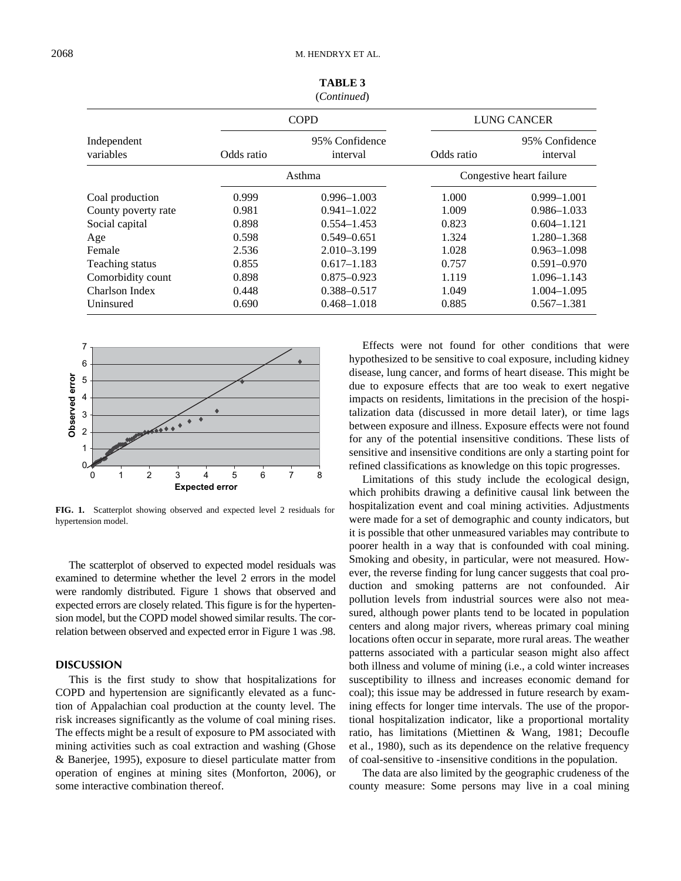**TABLE 3**
(*Continued*)

| Independent variables | COPD | | LUNG CANCER | |
|---|---|---|---|---|
| | Odds ratio | 95% Confidence interval | Odds ratio | 95% Confidence interval |
| | Asthma | | Congestive heart failure | |
| Coal production | 0.999 | 0.996–1.003 | 1.000 | 0.999–1.001 |
| County poverty rate | 0.981 | 0.941–1.022 | 1.009 | 0.986–1.033 |
| Social capital | 0.898 | 0.554–1.453 | 0.823 | 0.604–1.121 |
| Age | 0.598 | 0.549–0.651 | 1.324 | 1.280–1.368 |
| Female | 2.536 | 2.010–3.199 | 1.028 | 0.963–1.098 |
| Teaching status | 0.855 | 0.617–1.183 | 0.757 | 0.591–0.970 |
| Comorbidity count | 0.898 | 0.875–0.923 | 1.119 | 1.096–1.143 |
| Charlson Index | 0.448 | 0.388–0.517 | 1.049 | 1.004–1.095 |
| Uninsured | 0.690 | 0.468–1.018 | 0.885 | 0.567–1.381 |

Observed error
0 1 2 3 4 5 6 7
Expected error
0 1 2 3 4 5 6 7 8

**FIG. 1.** Scatterplot showing observed and expected level 2 residuals for hypertension model.

The scatterplot of observed to expected model residuals was examined to determine whether the level 2 errors in the model were randomly distributed. Figure 1 shows that observed and expected errors are closely related. This figure is for the hypertension model, but the COPD model showed similar results. The correlation between observed and expected error in Figure 1 was .98.

## DISCUSSION

This is the first study to show that hospitalizations for COPD and hypertension are significantly elevated as a function of Appalachian coal production at the county level. The risk increases significantly as the volume of coal mining rises. The effects might be a result of exposure to PM associated with mining activities such as coal extraction and washing (Ghose & Banerjee, 1995), exposure to diesel particulate matter from operation of engines at mining sites (Monforton, 2006), or some interactive combination thereof.

Effects were not found for other conditions that were hypothesized to be sensitive to coal exposure, including kidney disease, lung cancer, and forms of heart disease. This might be due to exposure effects that are too weak to exert negative impacts on residents, limitations in the precision of the hospitalization data (discussed in more detail later), or time lags between exposure and illness. Exposure effects were not found for any of the potential insensitive conditions. These lists of sensitive and insensitive conditions are only a starting point for refined classifications as knowledge on this topic progresses.

Limitations of this study include the ecological design, which prohibits drawing a definitive causal link between the hospitalization event and coal mining activities. Adjustments were made for a set of demographic and county indicators, but it is possible that other unmeasured variables may contribute to poorer health in a way that is confounded with coal mining. Smoking and obesity, in particular, were not measured. However, the reverse finding for lung cancer suggests that coal production and smoking patterns are not confounded. Air pollution levels from industrial sources were also not measured, although power plants tend to be located in population centers and along major rivers, whereas primary coal mining locations often occur in separate, more rural areas. The weather patterns associated with a particular season might also affect both illness and volume of mining (i.e., a cold winter increases susceptibility to illness and increases economic demand for coal); this issue may be addressed in future research by examining effects for longer time intervals. The use of the proportional hospitalization indicator, like a proportional mortality ratio, has limitations (Miettinen & Wang, 1981; Decoufle et al., 1980), such as its dependence on the relative frequency of coal-sensitive to -insensitive conditions in the population.

The data are also limited by the geographic crudeness of the county measure: Some persons may live in a coal mining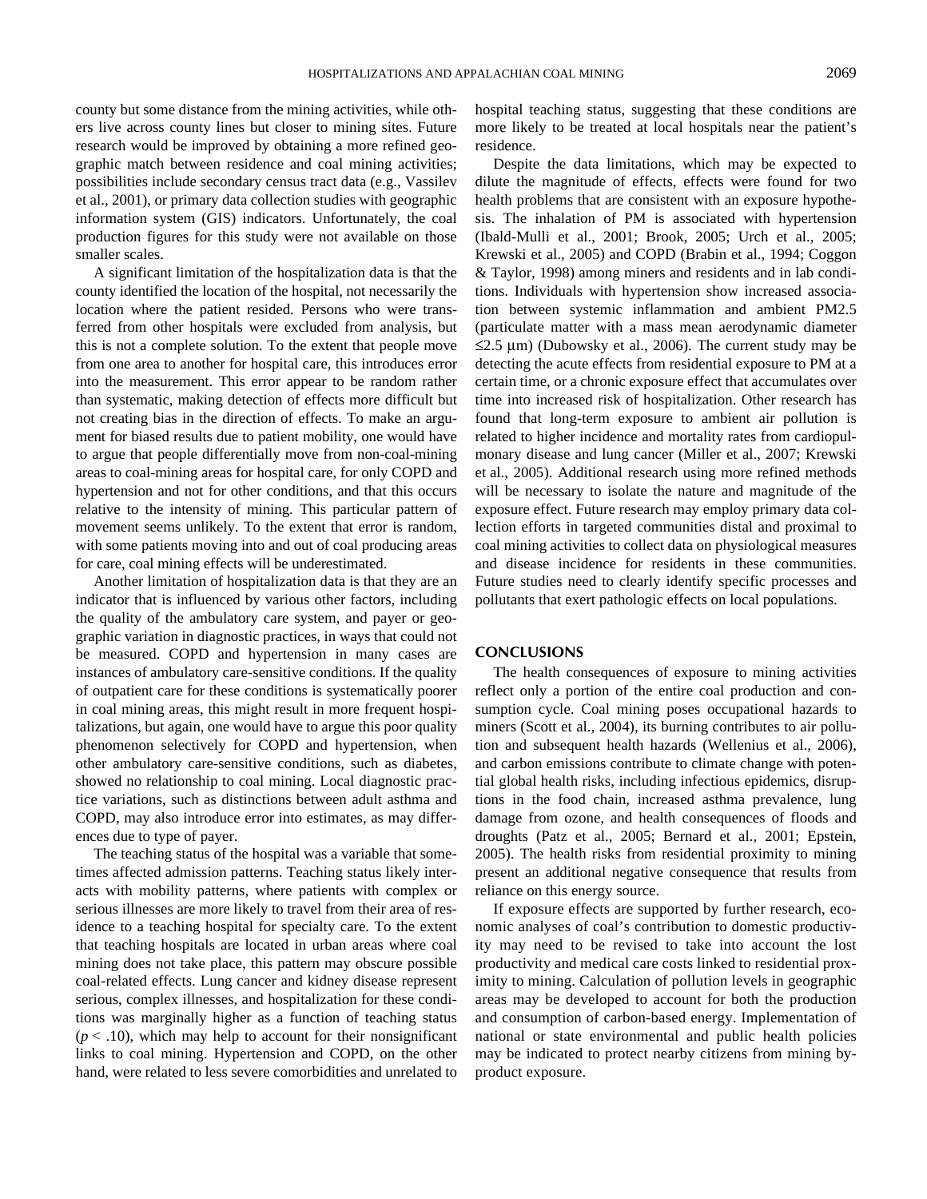county but some distance from the mining activities, while others live across county lines but closer to mining sites. Future research would be improved by obtaining a more refined geographic match between residence and coal mining activities; possibilities include secondary census tract data (e.g., Vassilev et al., 2001), or primary data collection studies with geographic information system (GIS) indicators. Unfortunately, the coal production figures for this study were not available on those smaller scales.

A significant limitation of the hospitalization data is that the county identified the location of the hospital, not necessarily the location where the patient resided. Persons who were transferred from other hospitals were excluded from analysis, but this is not a complete solution. To the extent that people move from one area to another for hospital care, this introduces error into the measurement. This error appear to be random rather than systematic, making detection of effects more difficult but not creating bias in the direction of effects. To make an argument for biased results due to patient mobility, one would have to argue that people differentially move from non-coal-mining areas to coal-mining areas for hospital care, for only COPD and hypertension and not for other conditions, and that this occurs relative to the intensity of mining. This particular pattern of movement seems unlikely. To the extent that error is random, with some patients moving into and out of coal producing areas for care, coal mining effects will be underestimated.

Another limitation of hospitalization data is that they are an indicator that is influenced by various other factors, including the quality of the ambulatory care system, and payer or geographic variation in diagnostic practices, in ways that could not be measured. COPD and hypertension in many cases are instances of ambulatory care-sensitive conditions. If the quality of outpatient care for these conditions is systematically poorer in coal mining areas, this might result in more frequent hospitalizations, but again, one would have to argue this poor quality phenomenon selectively for COPD and hypertension, when other ambulatory care-sensitive conditions, such as diabetes, showed no relationship to coal mining. Local diagnostic practice variations, such as distinctions between adult asthma and COPD, may also introduce error into estimates, as may differences due to type of payer.

The teaching status of the hospital was a variable that sometimes affected admission patterns. Teaching status likely interacts with mobility patterns, where patients with complex or serious illnesses are more likely to travel from their area of residence to a teaching hospital for specialty care. To the extent that teaching hospitals are located in urban areas where coal mining does not take place, this pattern may obscure possible coal-related effects. Lung cancer and kidney disease represent serious, complex illnesses, and hospitalization for these conditions was marginally higher as a function of teaching status ($p < .10$), which may help to account for their nonsignificant links to coal mining. Hypertension and COPD, on the other hand, were related to less severe comorbidities and unrelated to hospital teaching status, suggesting that these conditions are more likely to be treated at local hospitals near the patient's residence.

Despite the data limitations, which may be expected to dilute the magnitude of effects, effects were found for two health problems that are consistent with an exposure hypothesis. The inhalation of PM is associated with hypertension (Ibald-Mulli et al., 2001; Brook, 2005; Urch et al., 2005; Krewski et al., 2005) and COPD (Brabin et al., 1994; Coggon & Taylor, 1998) among miners and residents and in lab conditions. Individuals with hypertension show increased association between systemic inflammation and ambient PM2.5 (particulate matter with a mass mean aerodynamic diameter ≤2.5 μm) (Dubowsky et al., 2006). The current study may be detecting the acute effects from residential exposure to PM at a certain time, or a chronic exposure effect that accumulates over time into increased risk of hospitalization. Other research has found that long-term exposure to ambient air pollution is related to higher incidence and mortality rates from cardiopulmonary disease and lung cancer (Miller et al., 2007; Krewski et al., 2005). Additional research using more refined methods will be necessary to isolate the nature and magnitude of the exposure effect. Future research may employ primary data collection efforts in targeted communities distal and proximal to coal mining activities to collect data on physiological measures and disease incidence for residents in these communities. Future studies need to clearly identify specific processes and pollutants that exert pathologic effects on local populations.

## CONCLUSIONS

The health consequences of exposure to mining activities reflect only a portion of the entire coal production and consumption cycle. Coal mining poses occupational hazards to miners (Scott et al., 2004), its burning contributes to air pollution and subsequent health hazards (Wellenius et al., 2006), and carbon emissions contribute to climate change with potential global health risks, including infectious epidemics, disruptions in the food chain, increased asthma prevalence, lung damage from ozone, and health consequences of floods and droughts (Patz et al., 2005; Bernard et al., 2001; Epstein, 2005). The health risks from residential proximity to mining present an additional negative consequence that results from reliance on this energy source.

If exposure effects are supported by further research, economic analyses of coal's contribution to domestic productivity may need to be revised to take into account the lost productivity and medical care costs linked to residential proximity to mining. Calculation of pollution levels in geographic areas may be developed to account for both the production and consumption of carbon-based energy. Implementation of national or state environmental and public health policies may be indicated to protect nearby citizens from mining byproduct exposure.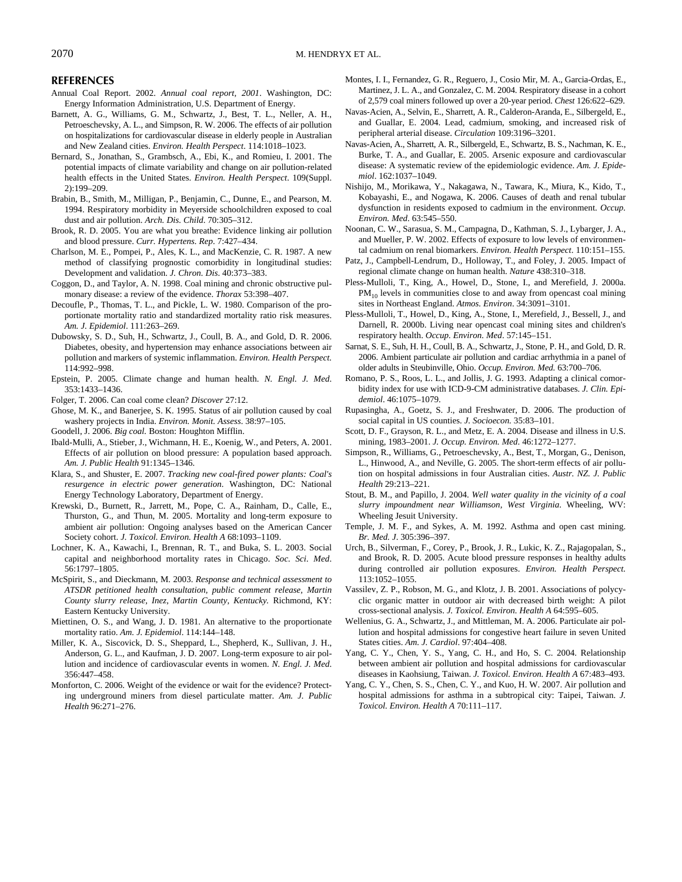## REFERENCES

Annual Coal Report. 2002. *Annual coal report, 2001*. Washington, DC: Energy Information Administration, U.S. Department of Energy.

Barnett, A. G., Williams, G. M., Schwartz, J., Best, T. L., Neller, A. H., Petroeschevsky, A. L., and Simpson, R. W. 2006. The effects of air pollution on hospitalizations for cardiovascular disease in elderly people in Australian and New Zealand cities. *Environ. Health Perspect*. 114:1018–1023.

Bernard, S., Jonathan, S., Grambsch, A., Ebi, K., and Romieu, I. 2001. The potential impacts of climate variability and change on air pollution-related health effects in the United States. *Environ. Health Perspect*. 109(Suppl. 2):199–209.

Brabin, B., Smith, M., Milligan, P., Benjamin, C., Dunne, E., and Pearson, M. 1994. Respiratory morbidity in Meyerside schoolchildren exposed to coal dust and air pollution. *Arch. Dis. Child*. 70:305–312.

Brook, R. D. 2005. You are what you breathe: Evidence linking air pollution and blood pressure. *Curr. Hypertens. Rep*. 7:427–434.

Charlson, M. E., Pompei, P., Ales, K. L., and MacKenzie, C. R. 1987. A new method of classifying prognostic comorbidity in longitudinal studies: Development and validation. *J. Chron. Dis*. 40:373–383.

Coggon, D., and Taylor, A. N. 1998. Coal mining and chronic obstructive pulmonary disease: a review of the evidence. *Thorax* 53:398–407.

Decoufle, P., Thomas, T. L., and Pickle, L. W. 1980. Comparison of the proportionate mortality ratio and standardized mortality ratio risk measures. *Am. J. Epidemiol*. 111:263–269.

Dubowsky, S. D., Suh, H., Schwartz, J., Coull, B. A., and Gold, D. R. 2006. Diabetes, obesity, and hypertension may enhance associations between air pollution and markers of systemic inflammation. *Environ. Health Perspect.* 114:992–998.

Epstein, P. 2005. Climate change and human health. *N. Engl. J. Med*. 353:1433–1436.

Folger, T. 2006. Can coal come clean? *Discover* 27:12.

Ghose, M. K., and Banerjee, S. K. 1995. Status of air pollution caused by coal washery projects in India. *Environ. Monit. Assess*. 38:97–105.

Goodell, J. 2006. *Big coal.* Boston: Houghton Mifflin.

Ibald-Mulli, A., Stieber, J., Wichmann, H. E., Koenig, W., and Peters, A. 2001. Effects of air pollution on blood pressure: A population based approach. *Am. J. Public Health* 91:1345–1346.

Klara, S., and Shuster, E. 2007. *Tracking new coal-fired power plants: Coal's resurgence in electric power generation*. Washington, DC: National Energy Technology Laboratory, Department of Energy.

Krewski, D., Burnett, R., Jarrett, M., Pope, C. A., Rainham, D., Calle, E., Thurston, G., and Thun, M. 2005. Mortality and long-term exposure to ambient air pollution: Ongoing analyses based on the American Cancer Society cohort. *J. Toxicol. Environ. Health A* 68:1093–1109.

Lochner, K. A., Kawachi, I., Brennan, R. T., and Buka, S. L. 2003. Social capital and neighborhood mortality rates in Chicago. *Soc. Sci. Med*. 56:1797–1805.

McSpirit, S., and Dieckmann, M. 2003. *Response and technical assessment to ATSDR petitioned health consultation, public comment release, Martin County slurry release, Inez, Martin County, Kentucky.* Richmond, KY: Eastern Kentucky University.

Miettinen, O. S., and Wang, J. D. 1981. An alternative to the proportionate mortality ratio. *Am. J. Epidemiol*. 114:144–148.

Miller, K. A., Siscovick, D. S., Sheppard, L., Shepherd, K., Sullivan, J. H., Anderson, G. L., and Kaufman, J. D. 2007. Long-term exposure to air pollution and incidence of cardiovascular events in women. *N. Engl. J. Med*. 356:447–458.

Monforton, C. 2006. Weight of the evidence or wait for the evidence? Protecting underground miners from diesel particulate matter. *Am. J. Public Health* 96:271–276.

Montes, I. I., Fernandez, G. R., Reguero, J., Cosio Mir, M. A., Garcia-Ordas, E., Martinez, J. L. A., and Gonzalez, C. M. 2004. Respiratory disease in a cohort of 2,579 coal miners followed up over a 20-year period. *Chest* 126:622–629.

Navas-Acien, A., Selvin, E., Sharrett, A. R., Calderon-Aranda, E., Silbergeld, E., and Guallar, E. 2004. Lead, cadmium, smoking, and increased risk of peripheral arterial disease. *Circulation* 109:3196–3201.

Navas-Acien, A., Sharrett, A. R., Silbergeld, E., Schwartz, B. S., Nachman, K. E., Burke, T. A., and Guallar, E. 2005. Arsenic exposure and cardiovascular disease: A systematic review of the epidemiologic evidence. *Am. J. Epidemiol*. 162:1037–1049.

Nishijo, M., Morikawa, Y., Nakagawa, N., Tawara, K., Miura, K., Kido, T., Kobayashi, E., and Nogawa, K. 2006. Causes of death and renal tubular dysfunction in residents exposed to cadmium in the environment. *Occup. Environ. Med*. 63:545–550.

Noonan, C. W., Sarasua, S. M., Campagna, D., Kathman, S. J., Lybarger, J. A., and Mueller, P. W. 2002. Effects of exposure to low levels of environmental cadmium on renal biomarkers. *Environ. Health Perspect*. 110:151–155.

Patz, J., Campbell-Lendrum, D., Holloway, T., and Foley, J. 2005. Impact of regional climate change on human health. *Nature* 438:310–318.

Pless-Mulloli, T., King, A., Howel, D., Stone, I., and Merefield, J. 2000a. $PM_{10}$ levels in communities close to and away from opencast coal mining sites in Northeast England. *Atmos. Environ*. 34:3091–3101.

Pless-Mulloli, T., Howel, D., King, A., Stone, I., Merefield, J., Bessell, J., and Darnell, R. 2000b. Living near opencast coal mining sites and children's respiratory health. *Occup. Environ. Med*. 57:145–151.

Sarnat, S. E., Suh, H. H., Coull, B. A., Schwartz, J., Stone, P. H., and Gold, D. R. 2006. Ambient particulate air pollution and cardiac arrhythmia in a panel of older adults in Steubinville, Ohio. *Occup. Environ. Med.* 63:700–706.

Romano, P. S., Roos, L. L., and Jollis, J. G. 1993. Adapting a clinical comorbidity index for use with ICD-9-CM administrative databases. *J. Clin. Epidemiol*. 46:1075–1079.

Rupasingha, A., Goetz, S. J., and Freshwater, D. 2006. The production of social capital in US counties. *J. Socioecon.* 35:83–101.

Scott, D. F., Grayson, R. L., and Metz, E. A. 2004. Disease and illness in U.S. mining, 1983–2001. *J. Occup. Environ. Med*. 46:1272–1277.

Simpson, R., Williams, G., Petroeschevsky, A., Best, T., Morgan, G., Denison, L., Hinwood, A., and Neville, G. 2005. The short-term effects of air pollution on hospital admissions in four Australian cities. *Austr. NZ. J. Public Health* 29:213–221.

Stout, B. M., and Papillo, J. 2004. *Well water quality in the vicinity of a coal slurry impoundment near Williamson, West Virginia.* Wheeling, WV: Wheeling Jesuit University.

Temple, J. M. F., and Sykes, A. M. 1992. Asthma and open cast mining. *Br. Med. J*. 305:396–397.

Urch, B., Silverman, F., Corey, P., Brook, J. R., Lukic, K. Z., Rajagopalan, S., and Brook, R. D. 2005. Acute blood pressure responses in healthy adults during controlled air pollution exposures. *Environ. Health Perspect.* 113:1052–1055.

Vassilev, Z. P., Robson, M. G., and Klotz, J. B. 2001. Associations of polycyclic organic matter in outdoor air with decreased birth weight: A pilot cross-sectional analysis. *J. Toxicol. Environ. Health A* 64:595–605.

Wellenius, G. A., Schwartz, J., and Mittleman, M. A. 2006. Particulate air pollution and hospital admissions for congestive heart failure in seven United States cities. *Am. J. Cardiol*. 97:404–408.

Yang, C. Y., Chen, Y. S., Yang, C. H., and Ho, S. C. 2004. Relationship between ambient air pollution and hospital admissions for cardiovascular diseases in Kaohsiung, Taiwan. *J. Toxicol. Environ. Health A* 67:483–493.

Yang, C. Y., Chen, S. S., Chen, C. Y., and Kuo, H. W. 2007. Air pollution and hospital admissions for asthma in a subtropical city: Taipei, Taiwan. *J. Toxicol. Environ. Health A* 70:111–117.